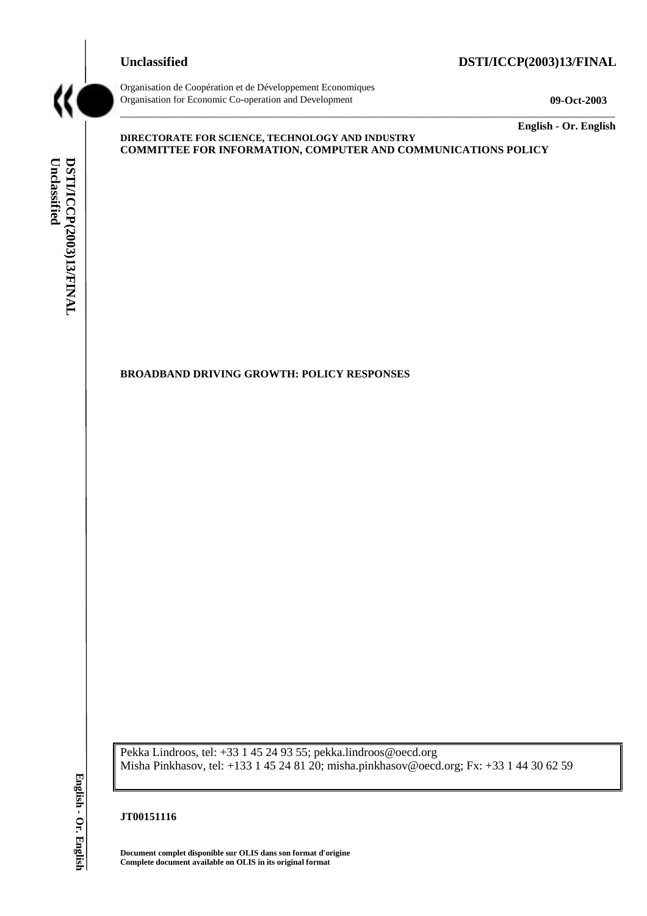**Unclassified** **DSTI/ICCP(2003)13/FINAL**

Organisation de Coopération et de Développement Economiques
Organisation for Economic Co-operation and Development **09-Oct-2003**

**English - Or. English**

**DIRECTORATE FOR SCIENCE, TECHNOLOGY AND INDUSTRY**
**COMMITTEE FOR INFORMATION, COMPUTER AND COMMUNICATIONS POLICY**

**BROADBAND DRIVING GROWTH: POLICY RESPONSES**

Pekka Lindroos, tel: +33 1 45 24 93 55; pekka.lindroos@oecd.org
Misha Pinkhasov, tel: +133 1 45 24 81 20; misha.pinkhasov@oecd.org; Fx: +33 1 44 30 62 59

**JT00151116**

**Document complet disponible sur OLIS dans son format d'origine**
**Complete document available on OLIS in its original format**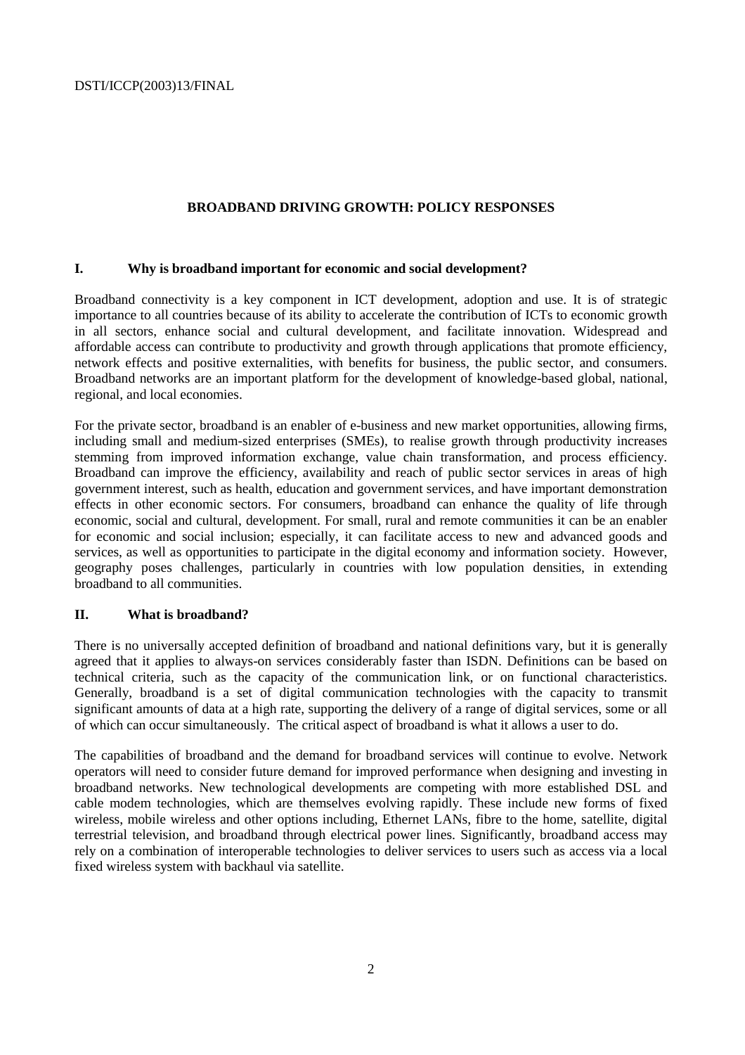**BROADBAND DRIVING GROWTH: POLICY RESPONSES**

## I. Why is broadband important for economic and social development?

Broadband connectivity is a key component in ICT development, adoption and use. It is of strategic importance to all countries because of its ability to accelerate the contribution of ICTs to economic growth in all sectors, enhance social and cultural development, and facilitate innovation. Widespread and affordable access can contribute to productivity and growth through applications that promote efficiency, network effects and positive externalities, with benefits for business, the public sector, and consumers. Broadband networks are an important platform for the development of knowledge-based global, national, regional, and local economies.

For the private sector, broadband is an enabler of e-business and new market opportunities, allowing firms, including small and medium-sized enterprises (SMEs), to realise growth through productivity increases stemming from improved information exchange, value chain transformation, and process efficiency. Broadband can improve the efficiency, availability and reach of public sector services in areas of high government interest, such as health, education and government services, and have important demonstration effects in other economic sectors. For consumers, broadband can enhance the quality of life through economic, social and cultural, development. For small, rural and remote communities it can be an enabler for economic and social inclusion; especially, it can facilitate access to new and advanced goods and services, as well as opportunities to participate in the digital economy and information society. However, geography poses challenges, particularly in countries with low population densities, in extending broadband to all communities.

## II. What is broadband?

There is no universally accepted definition of broadband and national definitions vary, but it is generally agreed that it applies to always-on services considerably faster than ISDN. Definitions can be based on technical criteria, such as the capacity of the communication link, or on functional characteristics. Generally, broadband is a set of digital communication technologies with the capacity to transmit significant amounts of data at a high rate, supporting the delivery of a range of digital services, some or all of which can occur simultaneously. The critical aspect of broadband is what it allows a user to do.

The capabilities of broadband and the demand for broadband services will continue to evolve. Network operators will need to consider future demand for improved performance when designing and investing in broadband networks. New technological developments are competing with more established DSL and cable modem technologies, which are themselves evolving rapidly. These include new forms of fixed wireless, mobile wireless and other options including, Ethernet LANs, fibre to the home, satellite, digital terrestrial television, and broadband through electrical power lines. Significantly, broadband access may rely on a combination of interoperable technologies to deliver services to users such as access via a local fixed wireless system with backhaul via satellite.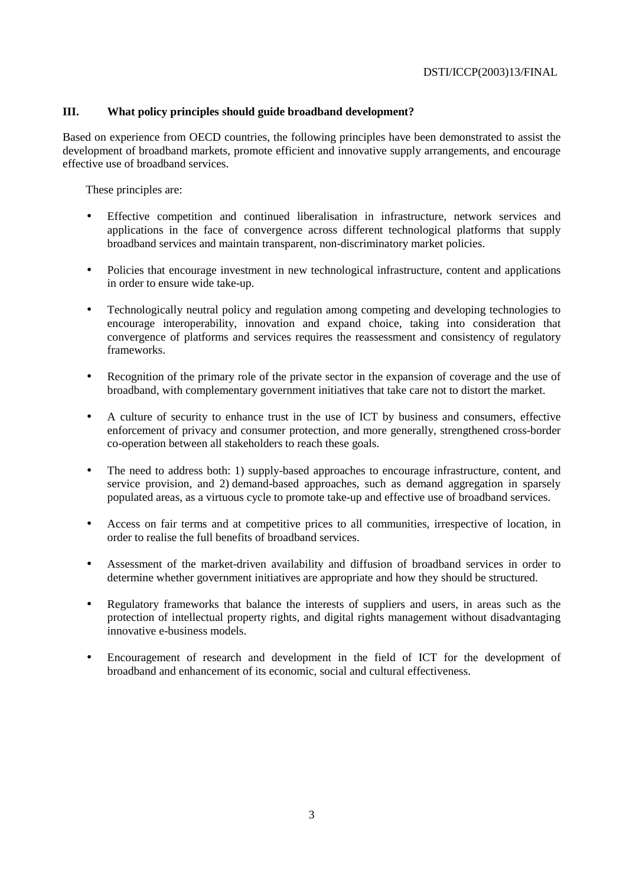## III. What policy principles should guide broadband development?

Based on experience from OECD countries, the following principles have been demonstrated to assist the development of broadband markets, promote efficient and innovative supply arrangements, and encourage effective use of broadband services.

These principles are:

- Effective competition and continued liberalisation in infrastructure, network services and applications in the face of convergence across different technological platforms that supply broadband services and maintain transparent, non-discriminatory market policies.
- Policies that encourage investment in new technological infrastructure, content and applications in order to ensure wide take-up.
- Technologically neutral policy and regulation among competing and developing technologies to encourage interoperability, innovation and expand choice, taking into consideration that convergence of platforms and services requires the reassessment and consistency of regulatory frameworks.
- Recognition of the primary role of the private sector in the expansion of coverage and the use of broadband, with complementary government initiatives that take care not to distort the market.
- A culture of security to enhance trust in the use of ICT by business and consumers, effective enforcement of privacy and consumer protection, and more generally, strengthened cross-border co-operation between all stakeholders to reach these goals.
- The need to address both: 1) supply-based approaches to encourage infrastructure, content, and service provision, and 2) demand-based approaches, such as demand aggregation in sparsely populated areas, as a virtuous cycle to promote take-up and effective use of broadband services.
- Access on fair terms and at competitive prices to all communities, irrespective of location, in order to realise the full benefits of broadband services.
- Assessment of the market-driven availability and diffusion of broadband services in order to determine whether government initiatives are appropriate and how they should be structured.
- Regulatory frameworks that balance the interests of suppliers and users, in areas such as the protection of intellectual property rights, and digital rights management without disadvantaging innovative e-business models.
- Encouragement of research and development in the field of ICT for the development of broadband and enhancement of its economic, social and cultural effectiveness.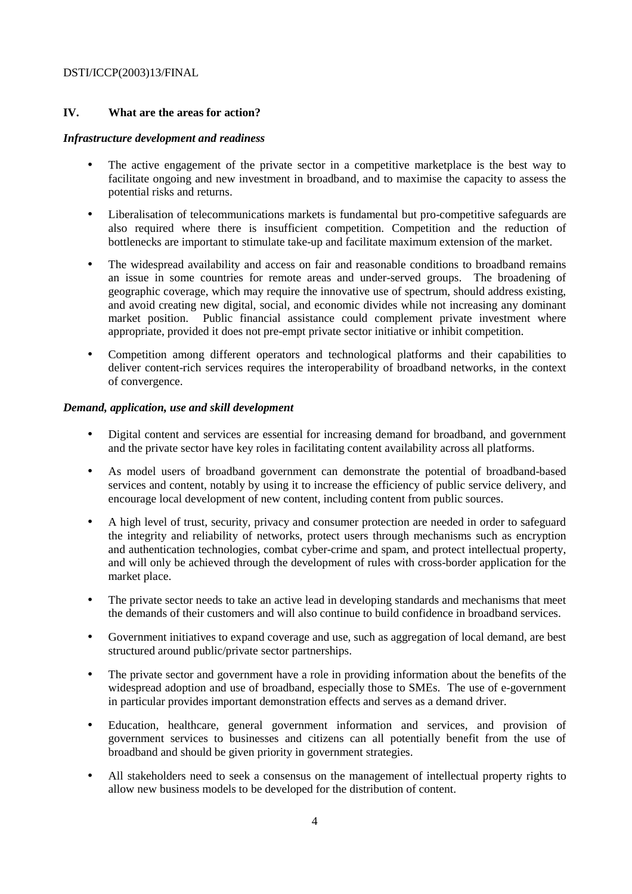## IV. What are the areas for action?

### *Infrastructure development and readiness*

- The active engagement of the private sector in a competitive marketplace is the best way to facilitate ongoing and new investment in broadband, and to maximise the capacity to assess the potential risks and returns.
- Liberalisation of telecommunications markets is fundamental but pro-competitive safeguards are also required where there is insufficient competition. Competition and the reduction of bottlenecks are important to stimulate take-up and facilitate maximum extension of the market.
- The widespread availability and access on fair and reasonable conditions to broadband remains an issue in some countries for remote areas and under-served groups. The broadening of geographic coverage, which may require the innovative use of spectrum, should address existing, and avoid creating new digital, social, and economic divides while not increasing any dominant market position. Public financial assistance could complement private investment where appropriate, provided it does not pre-empt private sector initiative or inhibit competition.
- Competition among different operators and technological platforms and their capabilities to deliver content-rich services requires the interoperability of broadband networks, in the context of convergence.

### *Demand, application, use and skill development*

- Digital content and services are essential for increasing demand for broadband, and government and the private sector have key roles in facilitating content availability across all platforms.
- As model users of broadband government can demonstrate the potential of broadband-based services and content, notably by using it to increase the efficiency of public service delivery, and encourage local development of new content, including content from public sources.
- A high level of trust, security, privacy and consumer protection are needed in order to safeguard the integrity and reliability of networks, protect users through mechanisms such as encryption and authentication technologies, combat cyber-crime and spam, and protect intellectual property, and will only be achieved through the development of rules with cross-border application for the market place.
- The private sector needs to take an active lead in developing standards and mechanisms that meet the demands of their customers and will also continue to build confidence in broadband services.
- Government initiatives to expand coverage and use, such as aggregation of local demand, are best structured around public/private sector partnerships.
- The private sector and government have a role in providing information about the benefits of the widespread adoption and use of broadband, especially those to SMEs. The use of e-government in particular provides important demonstration effects and serves as a demand driver.
- Education, healthcare, general government information and services, and provision of government services to businesses and citizens can all potentially benefit from the use of broadband and should be given priority in government strategies.
- All stakeholders need to seek a consensus on the management of intellectual property rights to allow new business models to be developed for the distribution of content.